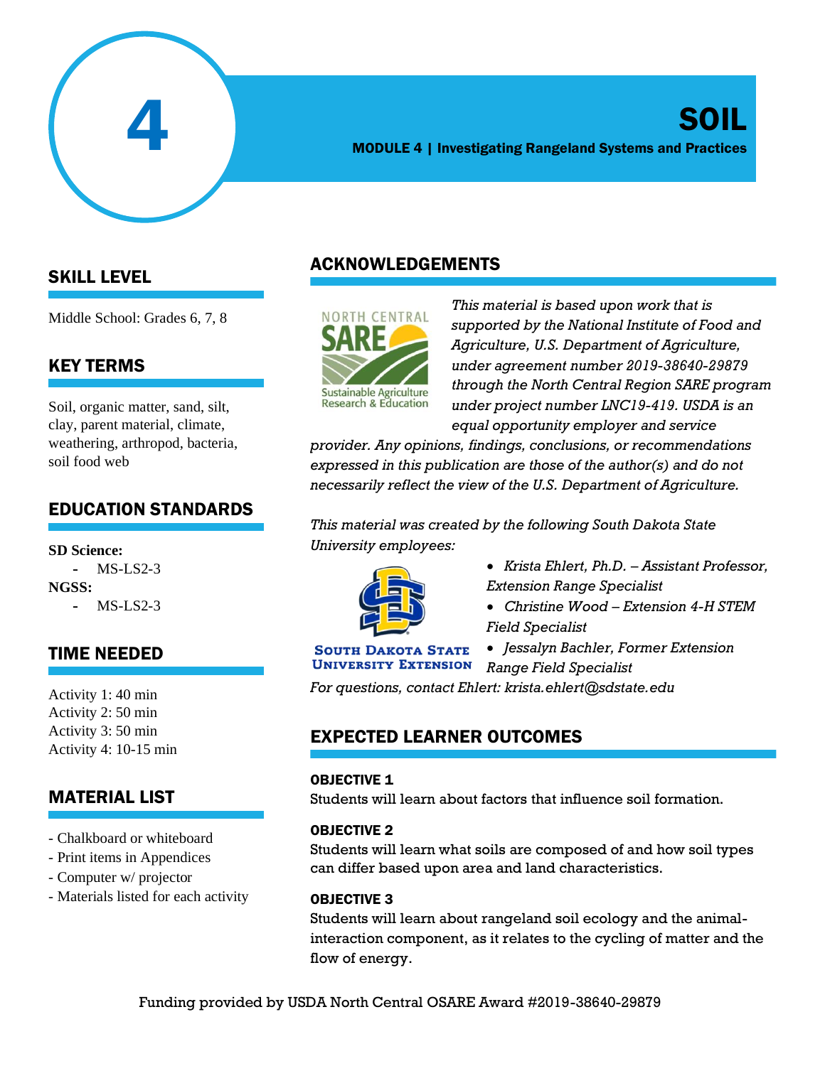# 4

# SOIL

**MODULE 4 | Investigating Rangeland Systems and Practices**

## SKILL LEVEL

Middle School: Grades 6, 7, 8

## KEY TERMS

Soil, organic matter, sand, silt, clay, parent material, climate, weathering, arthropod, bacteria, soil food web

## EDUCATION STANDARDS

**SD Science:**

- MS-LS2-3

**NGSS:**

- MS-LS2-3

## TIME NEEDED

Activity 1: 40 min
Activity 2: 50 min
Activity 3: 50 min
Activity 4: 10-15 min

## MATERIAL LIST

- Chalkboard or whiteboard
- Print items in Appendices
- Computer w/ projector
- Materials listed for each activity

## ACKNOWLEDGEMENTS

NORTH CENTRAL SARE Sustainable Agriculture Research & Education

*This material is based upon work that is supported by the National Institute of Food and Agriculture, U.S. Department of Agriculture, under agreement number 2019-38640-29879 through the North Central Region SARE program under project number LNC19-419. USDA is an equal opportunity employer and service provider. Any opinions, findings, conclusions, or recommendations expressed in this publication are those of the author(s) and do not necessarily reflect the view of the U.S. Department of Agriculture.*

*This material was created by the following South Dakota State University employees:*

South Dakota State University Extension

- *Krista Ehlert, Ph.D. – Assistant Professor, Extension Range Specialist*
- *Christine Wood – Extension 4-H STEM Field Specialist*
- *Jessalyn Bachler, Former Extension Range Field Specialist*

*For questions, contact Ehlert: krista.ehlert@sdstate.edu*

## EXPECTED LEARNER OUTCOMES

### OBJECTIVE 1

Students will learn about factors that influence soil formation.

### OBJECTIVE 2

Students will learn what soils are composed of and how soil types can differ based upon area and land characteristics.

### OBJECTIVE 3

Students will learn about rangeland soil ecology and the animal-interaction component, as it relates to the cycling of matter and the flow of energy.

Funding provided by USDA North Central OSARE Award #2019-38640-29879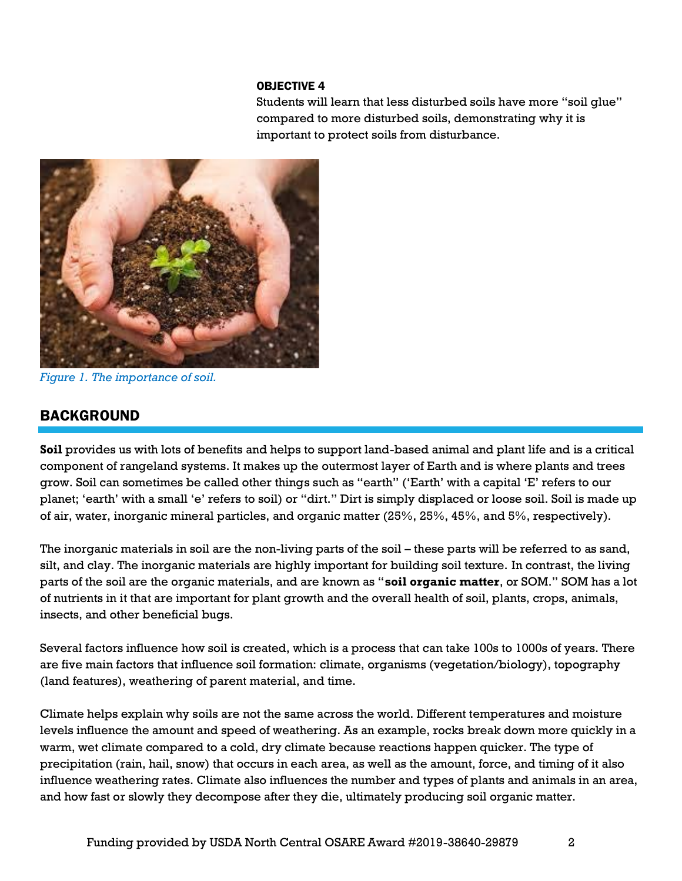**OBJECTIVE 4**

Students will learn that less disturbed soils have more "soil glue" compared to more disturbed soils, demonstrating why it is important to protect soils from disturbance.

*Figure 1. The importance of soil.*

## BACKGROUND

**Soil** provides us with lots of benefits and helps to support land-based animal and plant life and is a critical component of rangeland systems. It makes up the outermost layer of Earth and is where plants and trees grow. Soil can sometimes be called other things such as "earth" ('Earth' with a capital 'E' refers to our planet; 'earth' with a small 'e' refers to soil) or "dirt." Dirt is simply displaced or loose soil. Soil is made up of air, water, inorganic mineral particles, and organic matter (25%, 25%, 45%, and 5%, respectively).

The inorganic materials in soil are the non-living parts of the soil – these parts will be referred to as sand, silt, and clay. The inorganic materials are highly important for building soil texture. In contrast, the living parts of the soil are the organic materials, and are known as "**soil organic matter**, or SOM." SOM has a lot of nutrients in it that are important for plant growth and the overall health of soil, plants, crops, animals, insects, and other beneficial bugs.

Several factors influence how soil is created, which is a process that can take 100s to 1000s of years. There are five main factors that influence soil formation: climate, organisms (vegetation/biology), topography (land features), weathering of parent material, and time.

Climate helps explain why soils are not the same across the world. Different temperatures and moisture levels influence the amount and speed of weathering. As an example, rocks break down more quickly in a warm, wet climate compared to a cold, dry climate because reactions happen quicker. The type of precipitation (rain, hail, snow) that occurs in each area, as well as the amount, force, and timing of it also influence weathering rates. Climate also influences the number and types of plants and animals in an area, and how fast or slowly they decompose after they die, ultimately producing soil organic matter.

Funding provided by USDA North Central OSARE Award #2019-38640-29879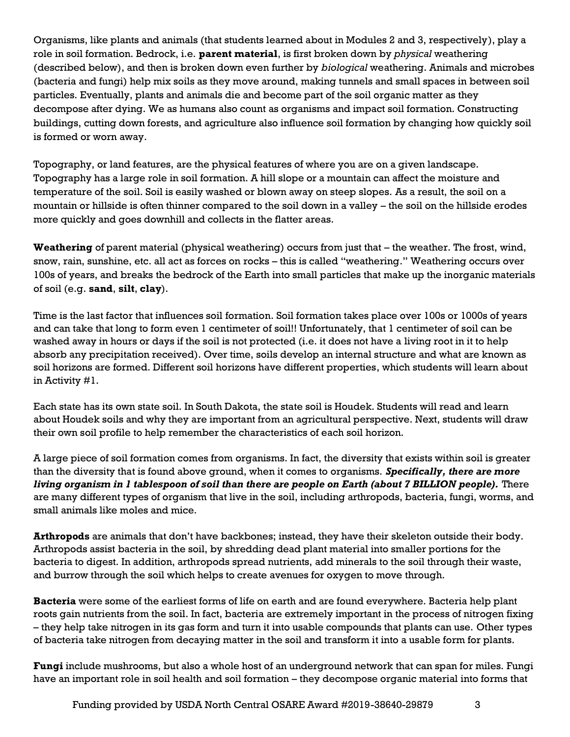Organisms, like plants and animals (that students learned about in Modules 2 and 3, respectively), play a role in soil formation. Bedrock, i.e. **parent material**, is first broken down by *physical* weathering (described below), and then is broken down even further by *biological* weathering. Animals and microbes (bacteria and fungi) help mix soils as they move around, making tunnels and small spaces in between soil particles. Eventually, plants and animals die and become part of the soil organic matter as they decompose after dying. We as humans also count as organisms and impact soil formation. Constructing buildings, cutting down forests, and agriculture also influence soil formation by changing how quickly soil is formed or worn away.

Topography, or land features, are the physical features of where you are on a given landscape. Topography has a large role in soil formation. A hill slope or a mountain can affect the moisture and temperature of the soil. Soil is easily washed or blown away on steep slopes. As a result, the soil on a mountain or hillside is often thinner compared to the soil down in a valley – the soil on the hillside erodes more quickly and goes downhill and collects in the flatter areas.

**Weathering** of parent material (physical weathering) occurs from just that – the weather. The frost, wind, snow, rain, sunshine, etc. all act as forces on rocks – this is called "weathering." Weathering occurs over 100s of years, and breaks the bedrock of the Earth into small particles that make up the inorganic materials of soil (e.g. **sand**, **silt**, **clay**).

Time is the last factor that influences soil formation. Soil formation takes place over 100s or 1000s of years and can take that long to form even 1 centimeter of soil!! Unfortunately, that 1 centimeter of soil can be washed away in hours or days if the soil is not protected (i.e. it does not have a living root in it to help absorb any precipitation received). Over time, soils develop an internal structure and what are known as soil horizons are formed. Different soil horizons have different properties, which students will learn about in Activity #1.

Each state has its own state soil. In South Dakota, the state soil is Houdek. Students will read and learn about Houdek soils and why they are important from an agricultural perspective. Next, students will draw their own soil profile to help remember the characteristics of each soil horizon.

A large piece of soil formation comes from organisms. In fact, the diversity that exists within soil is greater than the diversity that is found above ground, when it comes to organisms. ***Specifically, there are more living organism in 1 tablespoon of soil than there are people on Earth (about 7 BILLION people).*** There are many different types of organism that live in the soil, including arthropods, bacteria, fungi, worms, and small animals like moles and mice.

**Arthropods** are animals that don't have backbones; instead, they have their skeleton outside their body. Arthropods assist bacteria in the soil, by shredding dead plant material into smaller portions for the bacteria to digest. In addition, arthropods spread nutrients, add minerals to the soil through their waste, and burrow through the soil which helps to create avenues for oxygen to move through.

**Bacteria** were some of the earliest forms of life on earth and are found everywhere. Bacteria help plant roots gain nutrients from the soil. In fact, bacteria are extremely important in the process of nitrogen fixing – they help take nitrogen in its gas form and turn it into usable compounds that plants can use. Other types of bacteria take nitrogen from decaying matter in the soil and transform it into a usable form for plants.

**Fungi** include mushrooms, but also a whole host of an underground network that can span for miles. Fungi have an important role in soil health and soil formation – they decompose organic material into forms that

Funding provided by USDA North Central OSARE Award #2019-38640-29879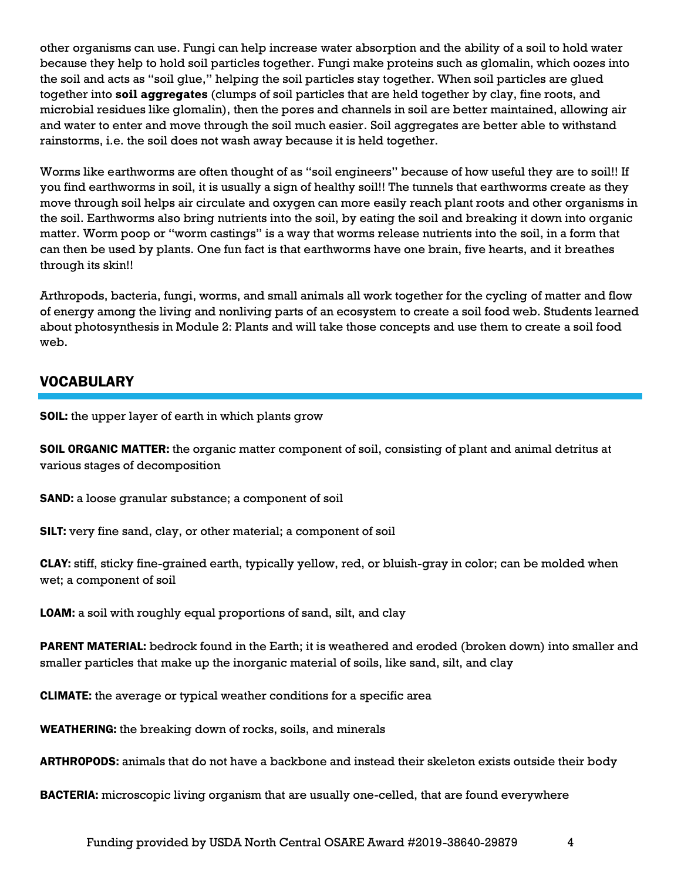other organisms can use. Fungi can help increase water absorption and the ability of a soil to hold water because they help to hold soil particles together. Fungi make proteins such as glomalin, which oozes into the soil and acts as "soil glue," helping the soil particles stay together. When soil particles are glued together into **soil aggregates** (clumps of soil particles that are held together by clay, fine roots, and microbial residues like glomalin), then the pores and channels in soil are better maintained, allowing air and water to enter and move through the soil much easier. Soil aggregates are better able to withstand rainstorms, i.e. the soil does not wash away because it is held together.

Worms like earthworms are often thought of as "soil engineers" because of how useful they are to soil!! If you find earthworms in soil, it is usually a sign of healthy soil!! The tunnels that earthworms create as they move through soil helps air circulate and oxygen can more easily reach plant roots and other organisms in the soil. Earthworms also bring nutrients into the soil, by eating the soil and breaking it down into organic matter. Worm poop or "worm castings" is a way that worms release nutrients into the soil, in a form that can then be used by plants. One fun fact is that earthworms have one brain, five hearts, and it breathes through its skin!!

Arthropods, bacteria, fungi, worms, and small animals all work together for the cycling of matter and flow of energy among the living and nonliving parts of an ecosystem to create a soil food web. Students learned about photosynthesis in Module 2: Plants and will take those concepts and use them to create a soil food web.

## VOCABULARY

**SOIL:** the upper layer of earth in which plants grow

**SOIL ORGANIC MATTER:** the organic matter component of soil, consisting of plant and animal detritus at various stages of decomposition

**SAND:** a loose granular substance; a component of soil

**SILT:** very fine sand, clay, or other material; a component of soil

**CLAY:** stiff, sticky fine-grained earth, typically yellow, red, or bluish-gray in color; can be molded when wet; a component of soil

**LOAM:** a soil with roughly equal proportions of sand, silt, and clay

**PARENT MATERIAL:** bedrock found in the Earth; it is weathered and eroded (broken down) into smaller and smaller particles that make up the inorganic material of soils, like sand, silt, and clay

**CLIMATE:** the average or typical weather conditions for a specific area

**WEATHERING:** the breaking down of rocks, soils, and minerals

**ARTHROPODS:** animals that do not have a backbone and instead their skeleton exists outside their body

**BACTERIA:** microscopic living organism that are usually one-celled, that are found everywhere

Funding provided by USDA North Central OSARE Award #2019-38640-29879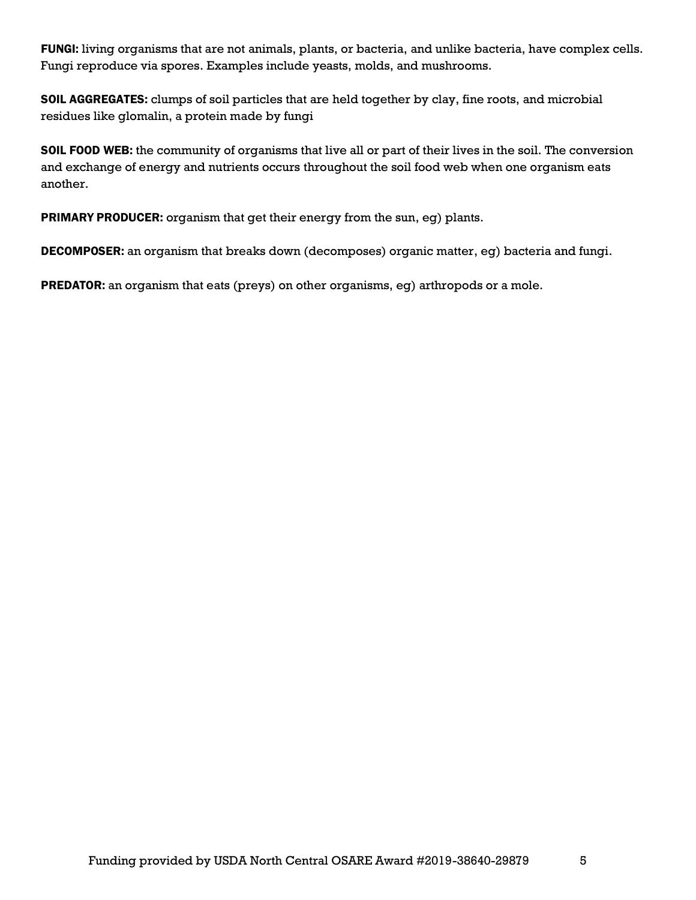**FUNGI:** living organisms that are not animals, plants, or bacteria, and unlike bacteria, have complex cells. Fungi reproduce via spores. Examples include yeasts, molds, and mushrooms.

**SOIL AGGREGATES:** clumps of soil particles that are held together by clay, fine roots, and microbial residues like glomalin, a protein made by fungi

**SOIL FOOD WEB:** the community of organisms that live all or part of their lives in the soil. The conversion and exchange of energy and nutrients occurs throughout the soil food web when one organism eats another.

**PRIMARY PRODUCER:** organism that get their energy from the sun, eg) plants.

**DECOMPOSER:** an organism that breaks down (decomposes) organic matter, eg) bacteria and fungi.

**PREDATOR:** an organism that eats (preys) on other organisms, eg) arthropods or a mole.

Funding provided by USDA North Central OSARE Award #2019-38640-29879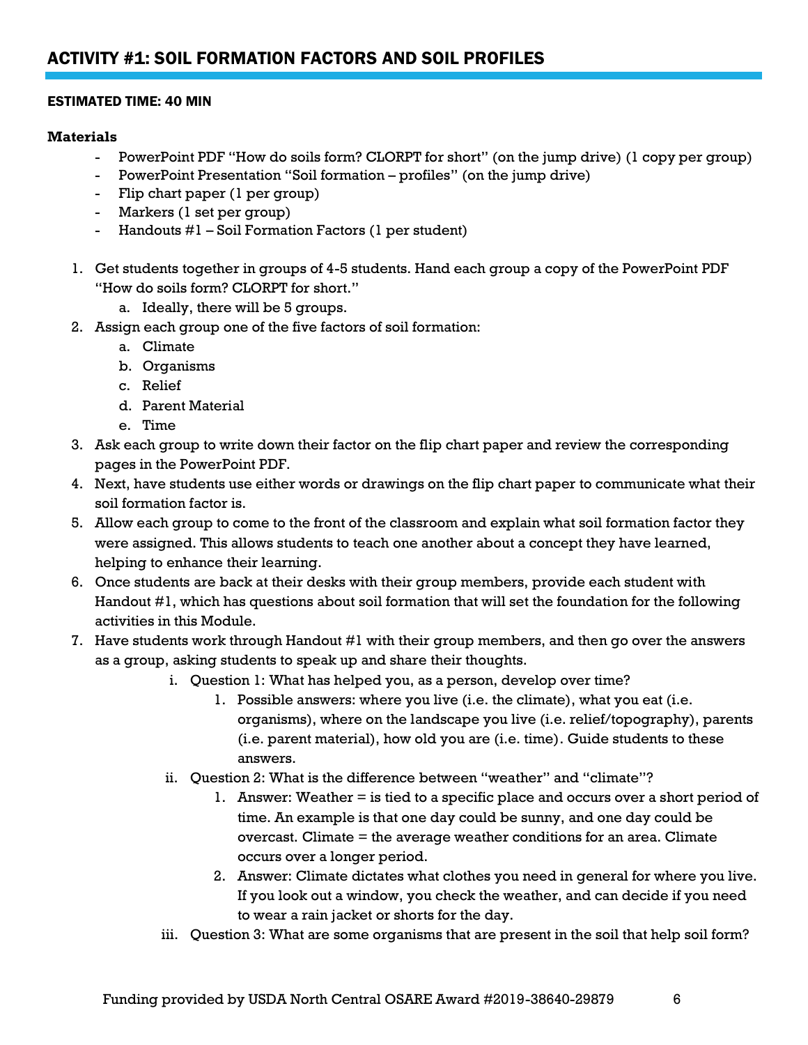## ACTIVITY #1: SOIL FORMATION FACTORS AND SOIL PROFILES

#### ESTIMATED TIME: 40 MIN

**Materials**

- PowerPoint PDF "How do soils form? CLORPT for short" (on the jump drive) (1 copy per group)
- PowerPoint Presentation "Soil formation – profiles" (on the jump drive)
- Flip chart paper (1 per group)
- Markers (1 set per group)
- Handouts #1 – Soil Formation Factors (1 per student)

1. Get students together in groups of 4-5 students. Hand each group a copy of the PowerPoint PDF "How do soils form? CLORPT for short."
   a. Ideally, there will be 5 groups.
2. Assign each group one of the five factors of soil formation:
   a. Climate
   b. Organisms
   c. Relief
   d. Parent Material
   e. Time
3. Ask each group to write down their factor on the flip chart paper and review the corresponding pages in the PowerPoint PDF.
4. Next, have students use either words or drawings on the flip chart paper to communicate what their soil formation factor is.
5. Allow each group to come to the front of the classroom and explain what soil formation factor they were assigned. This allows students to teach one another about a concept they have learned, helping to enhance their learning.
6. Once students are back at their desks with their group members, provide each student with Handout #1, which has questions about soil formation that will set the foundation for the following activities in this Module.
7. Have students work through Handout #1 with their group members, and then go over the answers as a group, asking students to speak up and share their thoughts.
   i. Question 1: What has helped you, as a person, develop over time?
      1. Possible answers: where you live (i.e. the climate), what you eat (i.e. organisms), where on the landscape you live (i.e. relief/topography), parents (i.e. parent material), how old you are (i.e. time). Guide students to these answers.
   ii. Question 2: What is the difference between "weather" and "climate"?
      1. Answer: Weather = is tied to a specific place and occurs over a short period of time. An example is that one day could be sunny, and one day could be overcast. Climate = the average weather conditions for an area. Climate occurs over a longer period.
      2. Answer: Climate dictates what clothes you need in general for where you live. If you look out a window, you check the weather, and can decide if you need to wear a rain jacket or shorts for the day.
   iii. Question 3: What are some organisms that are present in the soil that help soil form?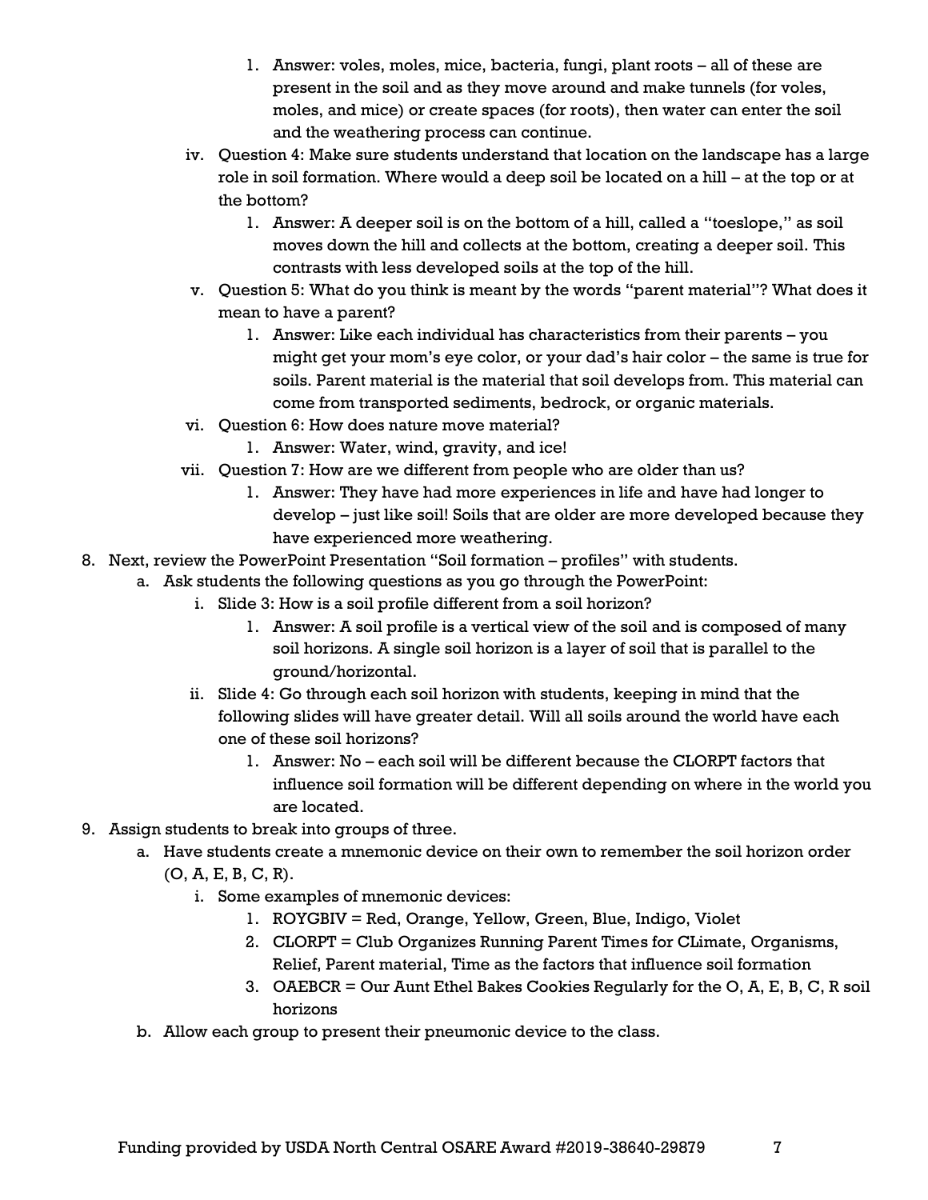1. Answer: voles, moles, mice, bacteria, fungi, plant roots – all of these are present in the soil and as they move around and make tunnels (for voles, moles, and mice) or create spaces (for roots), then water can enter the soil and the weathering process can continue.

iv. Question 4: Make sure students understand that location on the landscape has a large role in soil formation. Where would a deep soil be located on a hill – at the top or at the bottom?

1. Answer: A deeper soil is on the bottom of a hill, called a "toeslope," as soil moves down the hill and collects at the bottom, creating a deeper soil. This contrasts with less developed soils at the top of the hill.

v. Question 5: What do you think is meant by the words "parent material"? What does it mean to have a parent?

1. Answer: Like each individual has characteristics from their parents – you might get your mom's eye color, or your dad's hair color – the same is true for soils. Parent material is the material that soil develops from. This material can come from transported sediments, bedrock, or organic materials.

vi. Question 6: How does nature move material?

1. Answer: Water, wind, gravity, and ice!

vii. Question 7: How are we different from people who are older than us?

1. Answer: They have had more experiences in life and have had longer to develop – just like soil! Soils that are older are more developed because they have experienced more weathering.

8. Next, review the PowerPoint Presentation "Soil formation – profiles" with students.
   a. Ask students the following questions as you go through the PowerPoint:
      i. Slide 3: How is a soil profile different from a soil horizon?
         1. Answer: A soil profile is a vertical view of the soil and is composed of many soil horizons. A single soil horizon is a layer of soil that is parallel to the ground/horizontal.
      ii. Slide 4: Go through each soil horizon with students, keeping in mind that the following slides will have greater detail. Will all soils around the world have each one of these soil horizons?
         1. Answer: No – each soil will be different because the CLORPT factors that influence soil formation will be different depending on where in the world you are located.
9. Assign students to break into groups of three.
   a. Have students create a mnemonic device on their own to remember the soil horizon order (O, A, E, B, C, R).
      i. Some examples of mnemonic devices:
         1. ROYGBIV = Red, Orange, Yellow, Green, Blue, Indigo, Violet
         2. CLORPT = Club Organizes Running Parent Times for CLimate, Organisms, Relief, Parent material, Time as the factors that influence soil formation
         3. OAEBCR = Our Aunt Ethel Bakes Cookies Regularly for the O, A, E, B, C, R soil horizons
   b. Allow each group to present their pneumonic device to the class.

Funding provided by USDA North Central OSARE Award #2019-38640-29879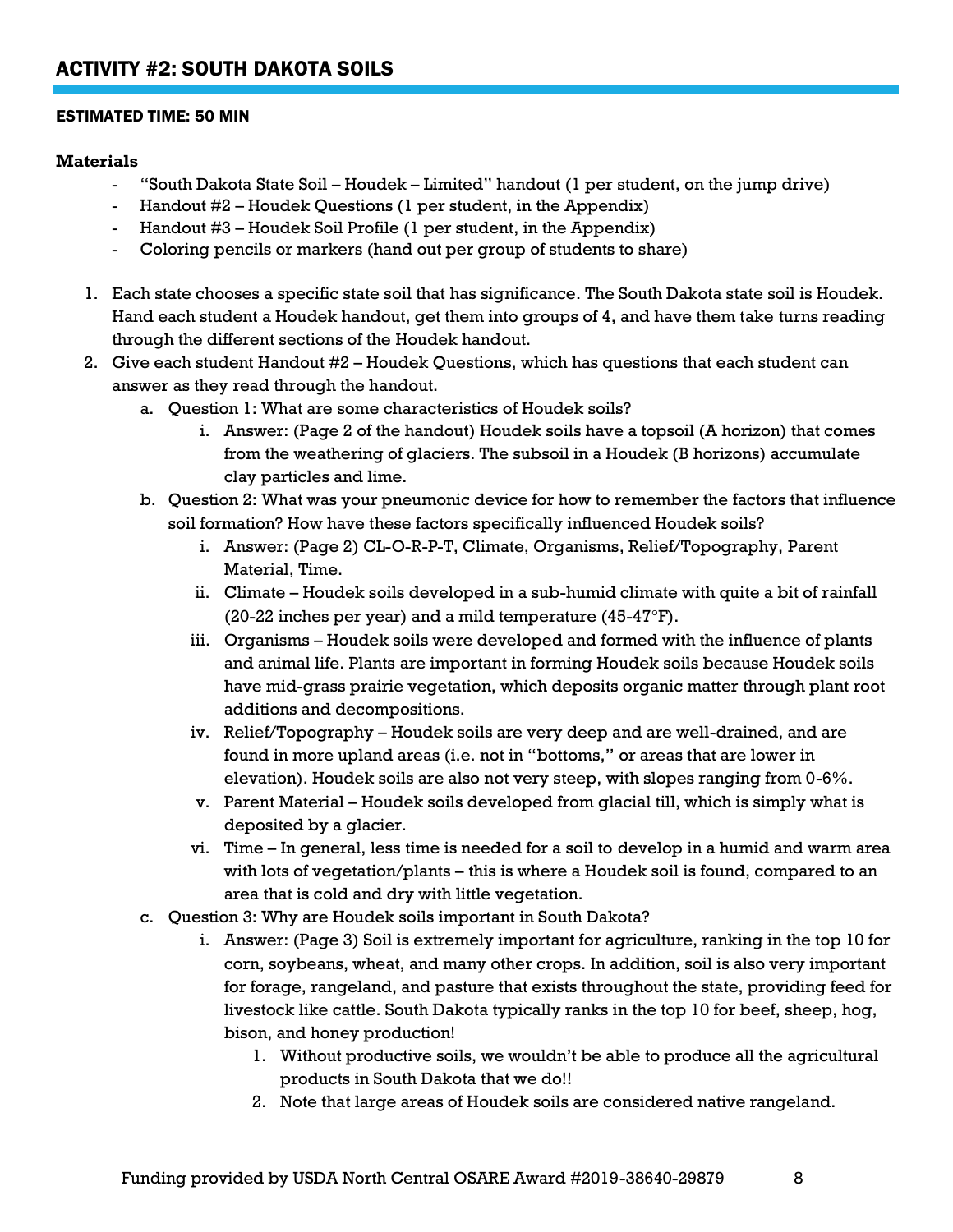## ACTIVITY #2: SOUTH DAKOTA SOILS

#### ESTIMATED TIME: 50 MIN

**Materials**

- "South Dakota State Soil – Houdek – Limited" handout (1 per student, on the jump drive)
- Handout #2 – Houdek Questions (1 per student, in the Appendix)
- Handout #3 – Houdek Soil Profile (1 per student, in the Appendix)
- Coloring pencils or markers (hand out per group of students to share)

1. Each state chooses a specific state soil that has significance. The South Dakota state soil is Houdek. Hand each student a Houdek handout, get them into groups of 4, and have them take turns reading through the different sections of the Houdek handout.
2. Give each student Handout #2 – Houdek Questions, which has questions that each student can answer as they read through the handout.
   a. Question 1: What are some characteristics of Houdek soils?
      i. Answer: (Page 2 of the handout) Houdek soils have a topsoil (A horizon) that comes from the weathering of glaciers. The subsoil in a Houdek (B horizons) accumulate clay particles and lime.
   b. Question 2: What was your pneumonic device for how to remember the factors that influence soil formation? How have these factors specifically influenced Houdek soils?
      i. Answer: (Page 2) CL-O-R-P-T, Climate, Organisms, Relief/Topography, Parent Material, Time.
      ii. Climate – Houdek soils developed in a sub-humid climate with quite a bit of rainfall (20-22 inches per year) and a mild temperature (45-47°F).
      iii. Organisms – Houdek soils were developed and formed with the influence of plants and animal life. Plants are important in forming Houdek soils because Houdek soils have mid-grass prairie vegetation, which deposits organic matter through plant root additions and decompositions.
      iv. Relief/Topography – Houdek soils are very deep and are well-drained, and are found in more upland areas (i.e. not in "bottoms," or areas that are lower in elevation). Houdek soils are also not very steep, with slopes ranging from 0-6%.
      v. Parent Material – Houdek soils developed from glacial till, which is simply what is deposited by a glacier.
      vi. Time – In general, less time is needed for a soil to develop in a humid and warm area with lots of vegetation/plants – this is where a Houdek soil is found, compared to an area that is cold and dry with little vegetation.
   c. Question 3: Why are Houdek soils important in South Dakota?
      i. Answer: (Page 3) Soil is extremely important for agriculture, ranking in the top 10 for corn, soybeans, wheat, and many other crops. In addition, soil is also very important for forage, rangeland, and pasture that exists throughout the state, providing feed for livestock like cattle. South Dakota typically ranks in the top 10 for beef, sheep, hog, bison, and honey production!
         1. Without productive soils, we wouldn't be able to produce all the agricultural products in South Dakota that we do!!
         2. Note that large areas of Houdek soils are considered native rangeland.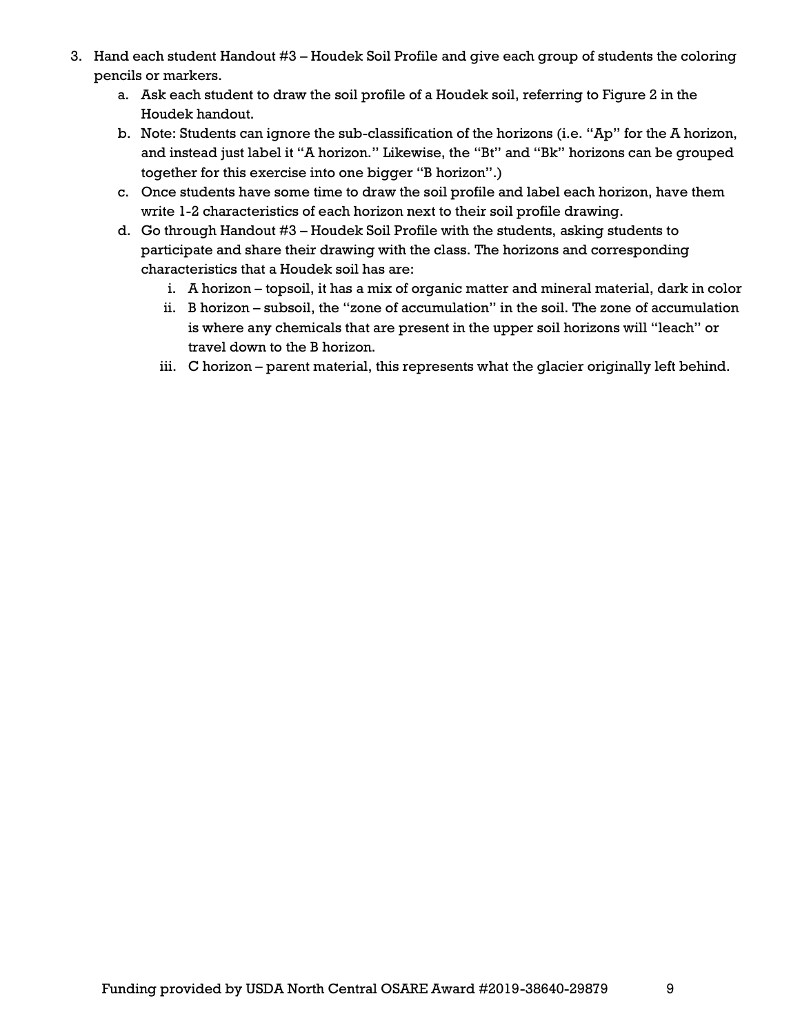3. Hand each student Handout #3 – Houdek Soil Profile and give each group of students the coloring pencils or markers.
    a. Ask each student to draw the soil profile of a Houdek soil, referring to Figure 2 in the Houdek handout.
    b. Note: Students can ignore the sub-classification of the horizons (i.e. "Ap" for the A horizon, and instead just label it "A horizon." Likewise, the "Bt" and "Bk" horizons can be grouped together for this exercise into one bigger "B horizon".)
    c. Once students have some time to draw the soil profile and label each horizon, have them write 1-2 characteristics of each horizon next to their soil profile drawing.
    d. Go through Handout #3 – Houdek Soil Profile with the students, asking students to participate and share their drawing with the class. The horizons and corresponding characteristics that a Houdek soil has are:
        i. A horizon – topsoil, it has a mix of organic matter and mineral material, dark in color
        ii. B horizon – subsoil, the "zone of accumulation" in the soil. The zone of accumulation is where any chemicals that are present in the upper soil horizons will "leach" or travel down to the B horizon.
        iii. C horizon – parent material, this represents what the glacier originally left behind.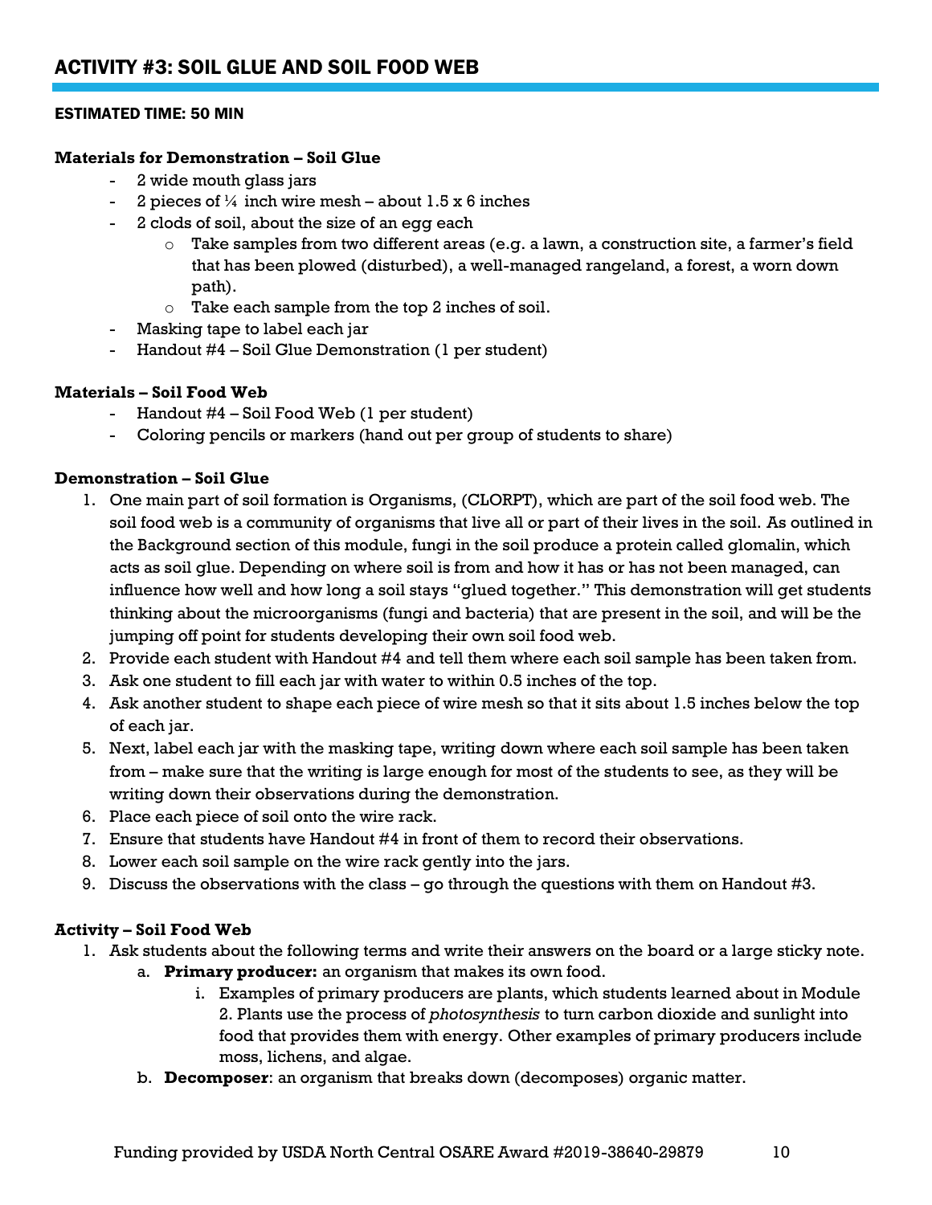## ACTIVITY #3: SOIL GLUE AND SOIL FOOD WEB

**ESTIMATED TIME: 50 MIN**

**Materials for Demonstration – Soil Glue**

- 2 wide mouth glass jars
- 2 pieces of ¼ inch wire mesh – about 1.5 x 6 inches
- 2 clods of soil, about the size of an egg each
  - Take samples from two different areas (e.g. a lawn, a construction site, a farmer's field that has been plowed (disturbed), a well-managed rangeland, a forest, a worn down path).
  - Take each sample from the top 2 inches of soil.
- Masking tape to label each jar
- Handout #4 – Soil Glue Demonstration (1 per student)

**Materials – Soil Food Web**

- Handout #4 – Soil Food Web (1 per student)
- Coloring pencils or markers (hand out per group of students to share)

**Demonstration – Soil Glue**

1. One main part of soil formation is Organisms, (CLORPT), which are part of the soil food web. The soil food web is a community of organisms that live all or part of their lives in the soil. As outlined in the Background section of this module, fungi in the soil produce a protein called glomalin, which acts as soil glue. Depending on where soil is from and how it has or has not been managed, can influence how well and how long a soil stays "glued together." This demonstration will get students thinking about the microorganisms (fungi and bacteria) that are present in the soil, and will be the jumping off point for students developing their own soil food web.
2. Provide each student with Handout #4 and tell them where each soil sample has been taken from.
3. Ask one student to fill each jar with water to within 0.5 inches of the top.
4. Ask another student to shape each piece of wire mesh so that it sits about 1.5 inches below the top of each jar.
5. Next, label each jar with the masking tape, writing down where each soil sample has been taken from – make sure that the writing is large enough for most of the students to see, as they will be writing down their observations during the demonstration.
6. Place each piece of soil onto the wire rack.
7. Ensure that students have Handout #4 in front of them to record their observations.
8. Lower each soil sample on the wire rack gently into the jars.
9. Discuss the observations with the class – go through the questions with them on Handout #3.

**Activity – Soil Food Web**

1. Ask students about the following terms and write their answers on the board or a large sticky note.
   a. **Primary producer:** an organism that makes its own food.
      i. Examples of primary producers are plants, which students learned about in Module 2. Plants use the process of *photosynthesis* to turn carbon dioxide and sunlight into food that provides them with energy. Other examples of primary producers include moss, lichens, and algae.
   b. **Decomposer**: an organism that breaks down (decomposes) organic matter.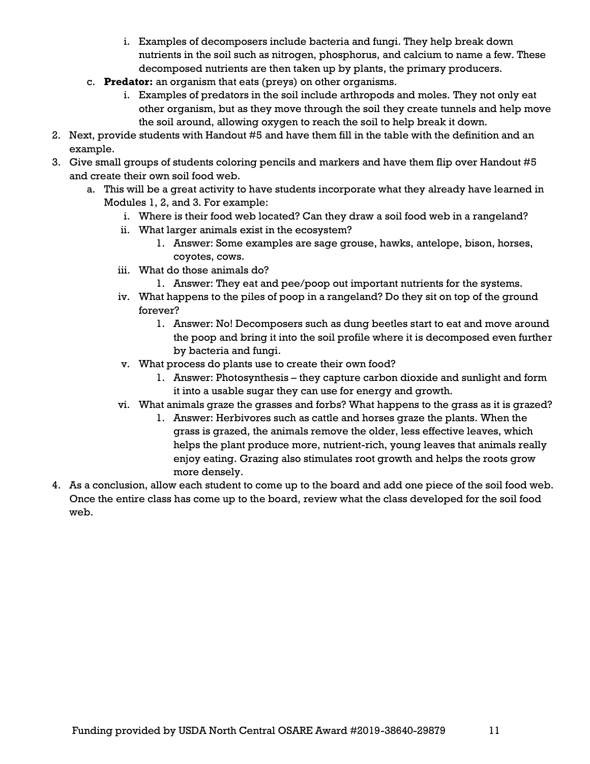i. Examples of decomposers include bacteria and fungi. They help break down nutrients in the soil such as nitrogen, phosphorus, and calcium to name a few. These decomposed nutrients are then taken up by plants, the primary producers.

    c. **Predator:** an organism that eats (preys) on other organisms.

        i. Examples of predators in the soil include arthropods and moles. They not only eat other organism, but as they move through the soil they create tunnels and help move the soil around, allowing oxygen to reach the soil to help break it down.

2. Next, provide students with Handout #5 and have them fill in the table with the definition and an example.
3. Give small groups of students coloring pencils and markers and have them flip over Handout #5 and create their own soil food web.
    a. This will be a great activity to have students incorporate what they already have learned in Modules 1, 2, and 3. For example:
        i. Where is their food web located? Can they draw a soil food web in a rangeland?
        ii. What larger animals exist in the ecosystem?
            1. Answer: Some examples are sage grouse, hawks, antelope, bison, horses, coyotes, cows.
        iii. What do those animals do?
            1. Answer: They eat and pee/poop out important nutrients for the systems.
        iv. What happens to the piles of poop in a rangeland? Do they sit on top of the ground forever?
            1. Answer: No! Decomposers such as dung beetles start to eat and move around the poop and bring it into the soil profile where it is decomposed even further by bacteria and fungi.
        v. What process do plants use to create their own food?
            1. Answer: Photosynthesis – they capture carbon dioxide and sunlight and form it into a usable sugar they can use for energy and growth.
        vi. What animals graze the grasses and forbs? What happens to the grass as it is grazed?
            1. Answer: Herbivores such as cattle and horses graze the plants. When the grass is grazed, the animals remove the older, less effective leaves, which helps the plant produce more, nutrient-rich, young leaves that animals really enjoy eating. Grazing also stimulates root growth and helps the roots grow more densely.
4. As a conclusion, allow each student to come up to the board and add one piece of the soil food web. Once the entire class has come up to the board, review what the class developed for the soil food web.

Funding provided by USDA North Central OSARE Award #2019-38640-29879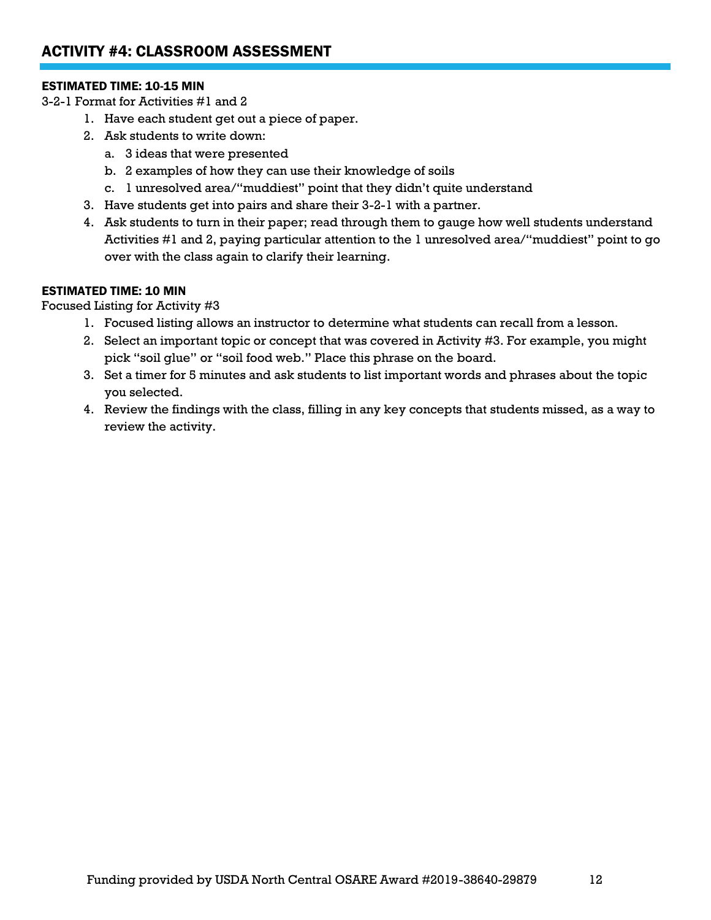## ACTIVITY #4: CLASSROOM ASSESSMENT

**ESTIMATED TIME: 10-15 MIN**

3-2-1 Format for Activities #1 and 2

1. Have each student get out a piece of paper.
2. Ask students to write down:
   a. 3 ideas that were presented
   b. 2 examples of how they can use their knowledge of soils
   c. 1 unresolved area/"muddiest" point that they didn't quite understand
3. Have students get into pairs and share their 3-2-1 with a partner.
4. Ask students to turn in their paper; read through them to gauge how well students understand Activities #1 and 2, paying particular attention to the 1 unresolved area/"muddiest" point to go over with the class again to clarify their learning.

**ESTIMATED TIME: 10 MIN**

Focused Listing for Activity #3

1. Focused listing allows an instructor to determine what students can recall from a lesson.
2. Select an important topic or concept that was covered in Activity #3. For example, you might pick "soil glue" or "soil food web." Place this phrase on the board.
3. Set a timer for 5 minutes and ask students to list important words and phrases about the topic you selected.
4. Review the findings with the class, filling in any key concepts that students missed, as a way to review the activity.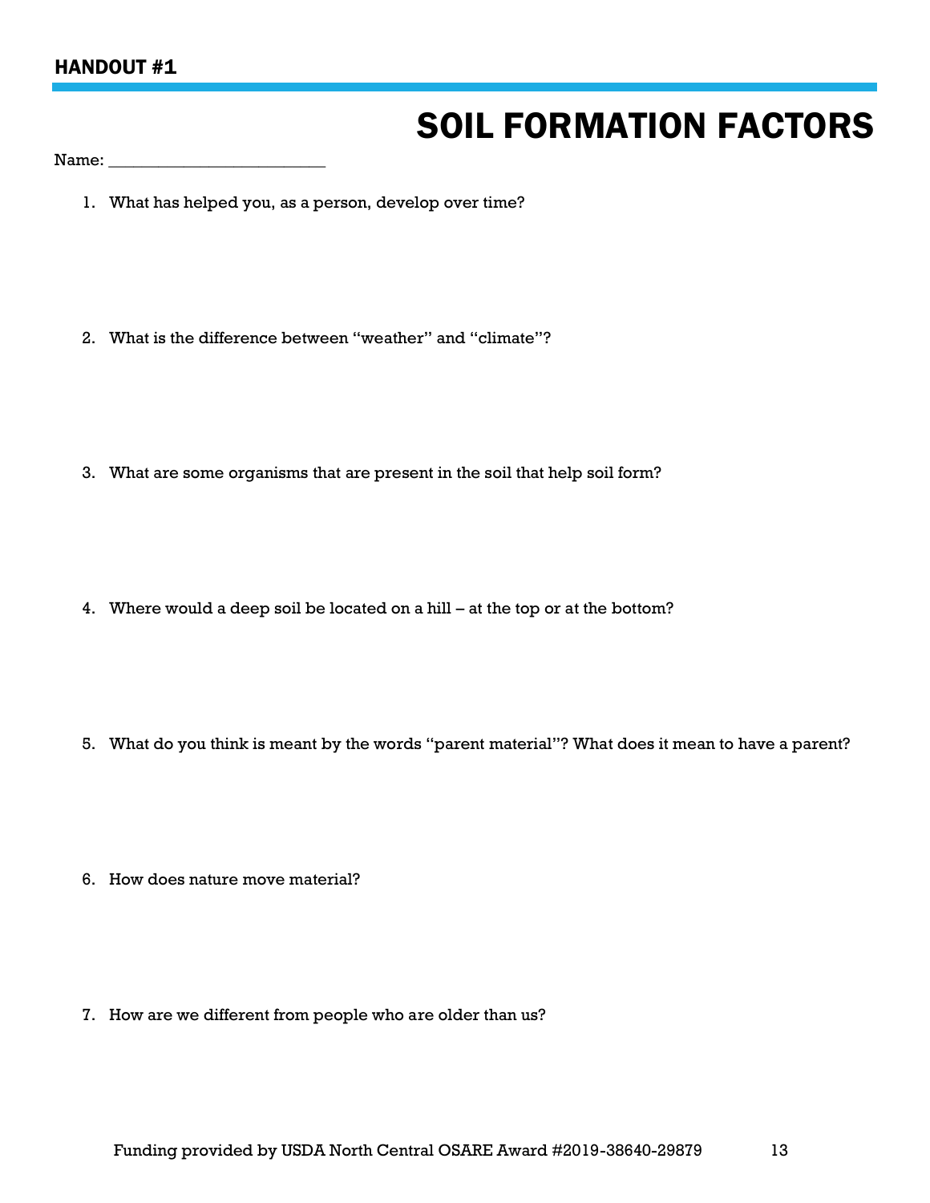HANDOUT #1

# SOIL FORMATION FACTORS

Name: _______________________

1. What has helped you, as a person, develop over time?

2. What is the difference between "weather" and "climate"?

3. What are some organisms that are present in the soil that help soil form?

4. Where would a deep soil be located on a hill – at the top or at the bottom?

5. What do you think is meant by the words "parent material"? What does it mean to have a parent?

6. How does nature move material?

7. How are we different from people who are older than us?

Funding provided by USDA North Central OSARE Award #2019-38640-29879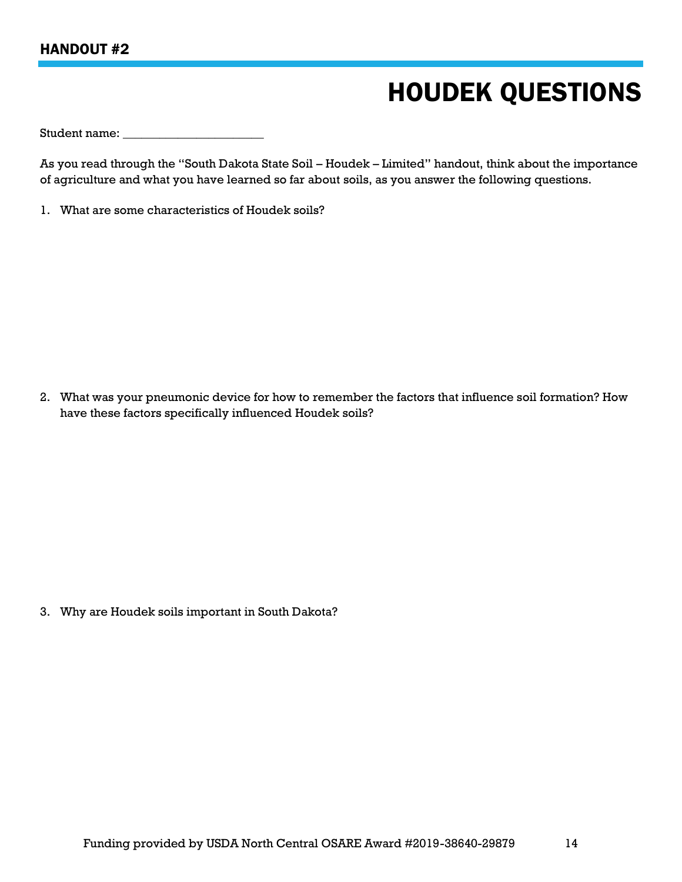## HANDOUT #2

# HOUDEK QUESTIONS

Student name: ______________________

As you read through the "South Dakota State Soil – Houdek – Limited" handout, think about the importance of agriculture and what you have learned so far about soils, as you answer the following questions.

1. What are some characteristics of Houdek soils?

2. What was your pneumonic device for how to remember the factors that influence soil formation? How have these factors specifically influenced Houdek soils?

3. Why are Houdek soils important in South Dakota?

Funding provided by USDA North Central OSARE Award #2019-38640-29879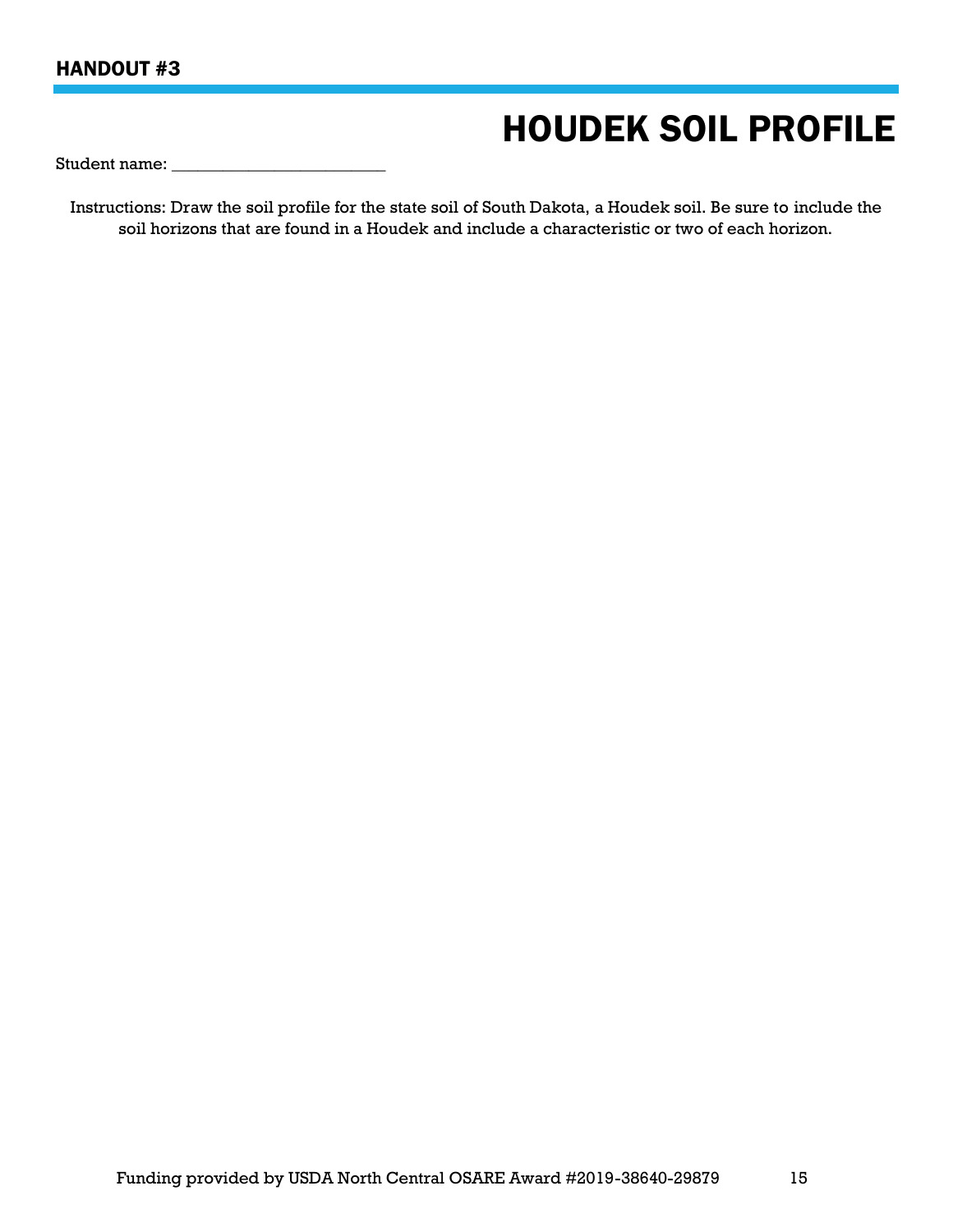HANDOUT #3

# HOUDEK SOIL PROFILE

Student name: _________________________

Instructions: Draw the soil profile for the state soil of South Dakota, a Houdek soil. Be sure to include the soil horizons that are found in a Houdek and include a characteristic or two of each horizon.

Funding provided by USDA North Central OSARE Award #2019-38640-29879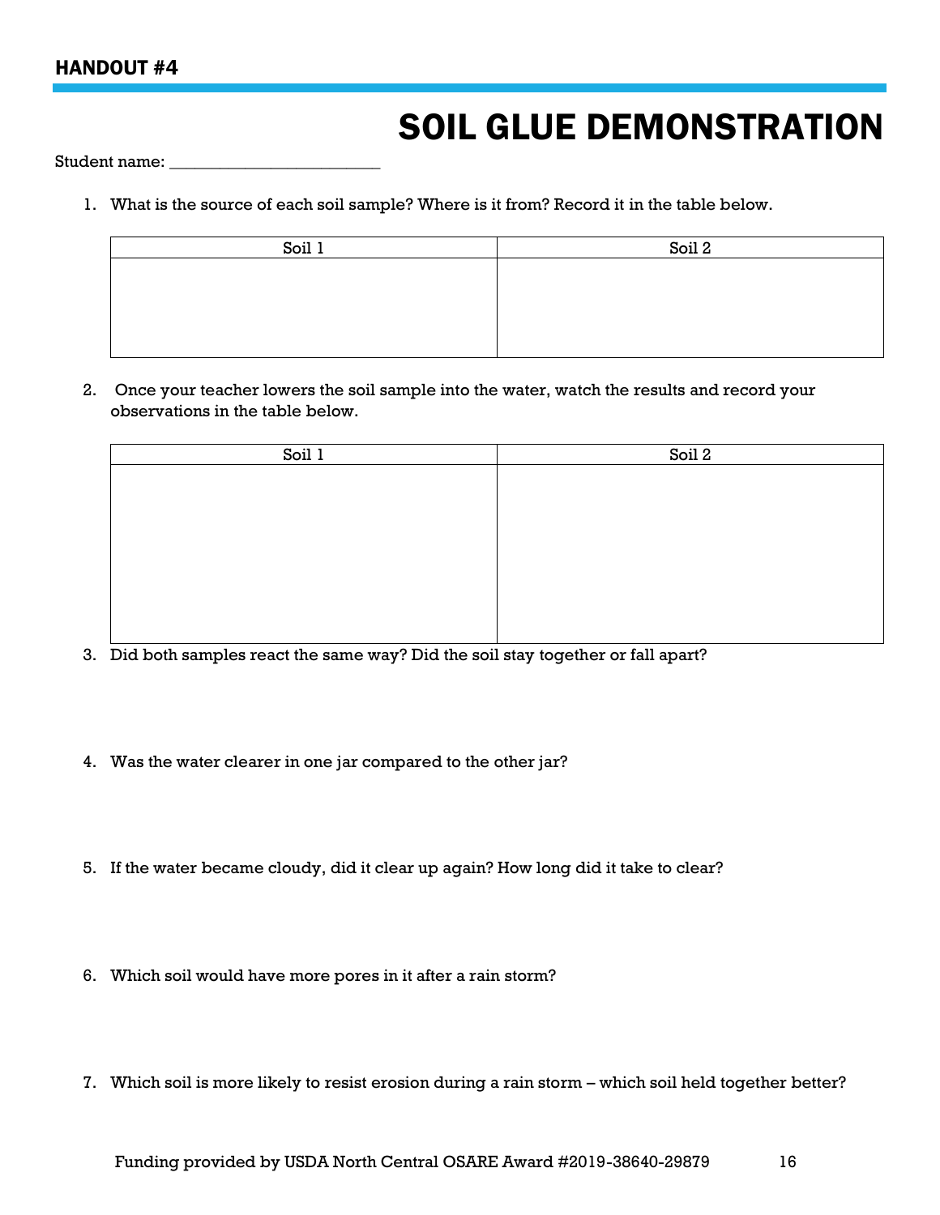HANDOUT #4

# SOIL GLUE DEMONSTRATION

Student name: ________________________

1. What is the source of each soil sample? Where is it from? Record it in the table below.

| Soil 1 | Soil 2 |
|---|---|
| | |

2. Once your teacher lowers the soil sample into the water, watch the results and record your observations in the table below.

| Soil 1 | Soil 2 |
|---|---|
| | |

3. Did both samples react the same way? Did the soil stay together or fall apart?

4. Was the water clearer in one jar compared to the other jar?

5. If the water became cloudy, did it clear up again? How long did it take to clear?

6. Which soil would have more pores in it after a rain storm?

7. Which soil is more likely to resist erosion during a rain storm – which soil held together better?

Funding provided by USDA North Central OSARE Award #2019-38640-29879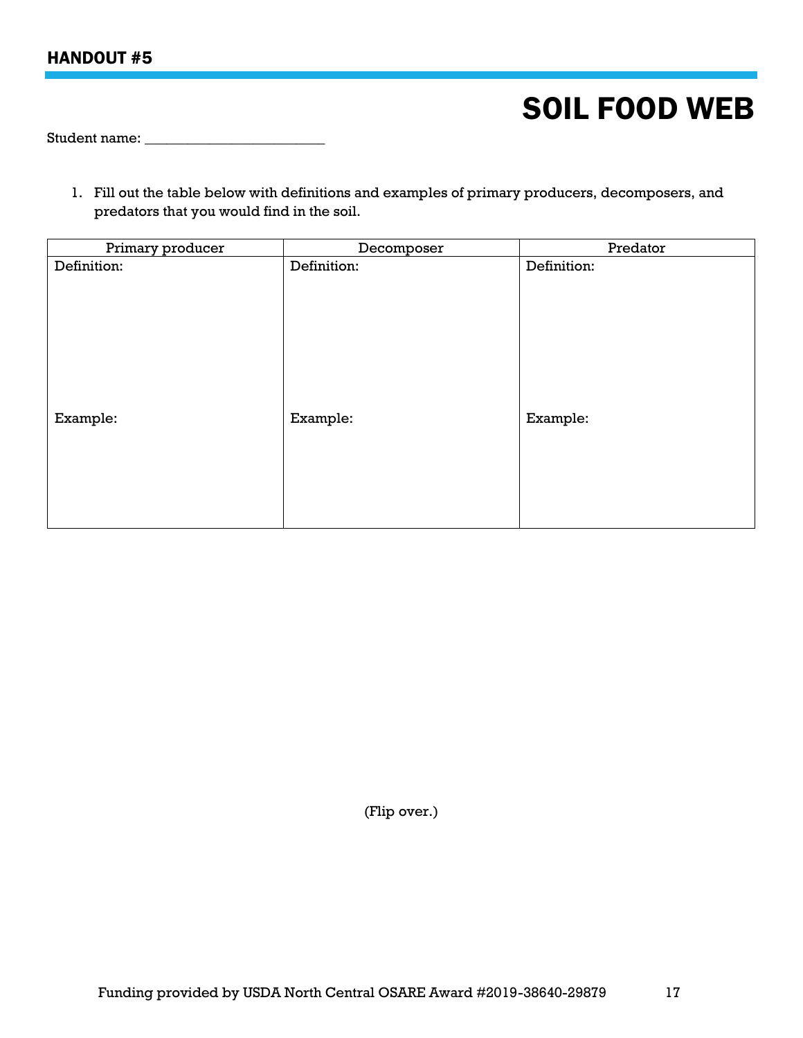HANDOUT #5

# SOIL FOOD WEB

Student name: ________________________

1. Fill out the table below with definitions and examples of primary producers, decomposers, and predators that you would find in the soil.

| Primary producer | Decomposer | Predator |
| --- | --- | --- |
| Definition: | Definition: | Definition: |
| Example: | Example: | Example: |

(Flip over.)

Funding provided by USDA North Central OSARE Award #2019-38640-29879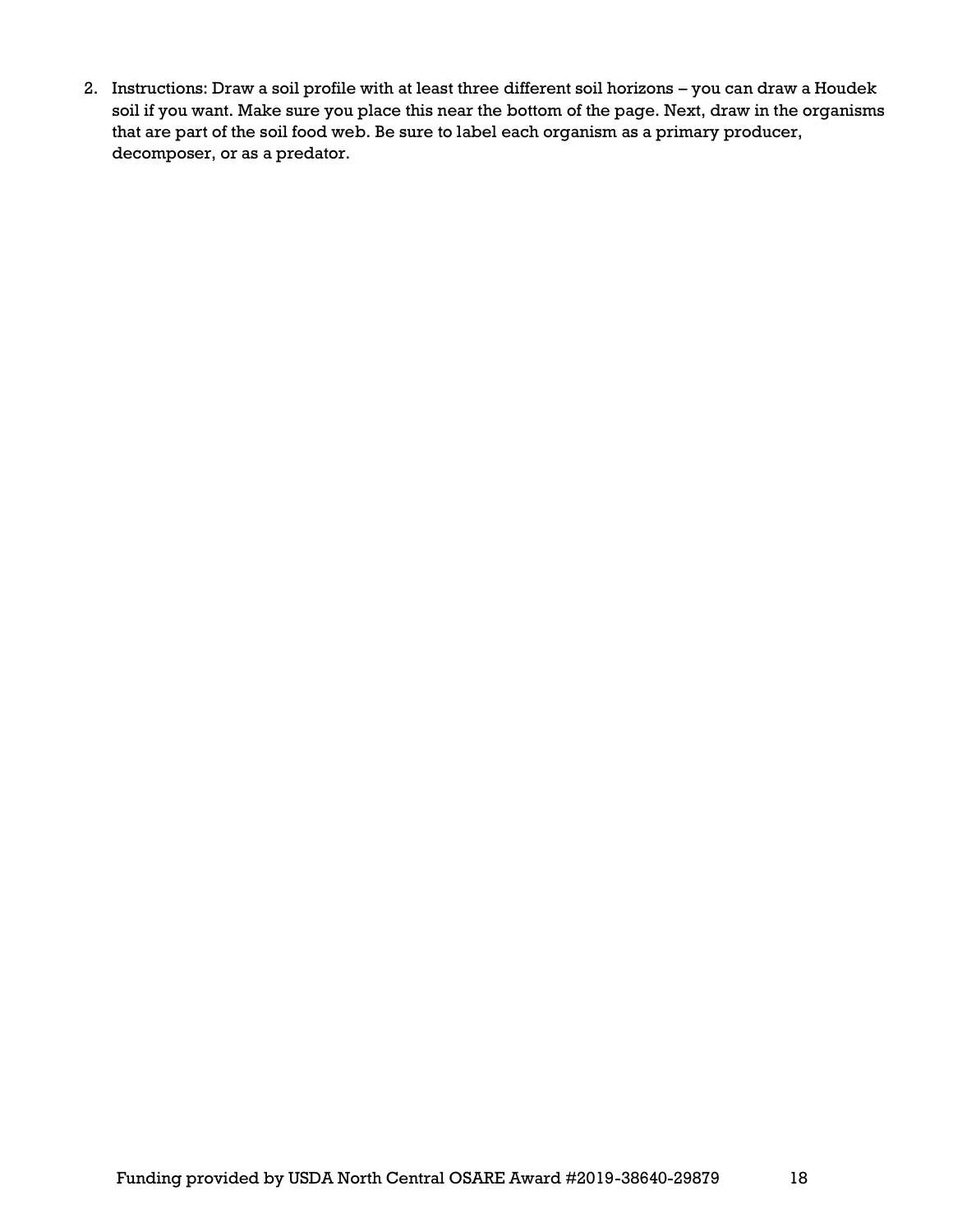2. Instructions: Draw a soil profile with at least three different soil horizons – you can draw a Houdek soil if you want. Make sure you place this near the bottom of the page. Next, draw in the organisms that are part of the soil food web. Be sure to label each organism as a primary producer, decomposer, or as a predator.

Funding provided by USDA North Central OSARE Award #2019-38640-29879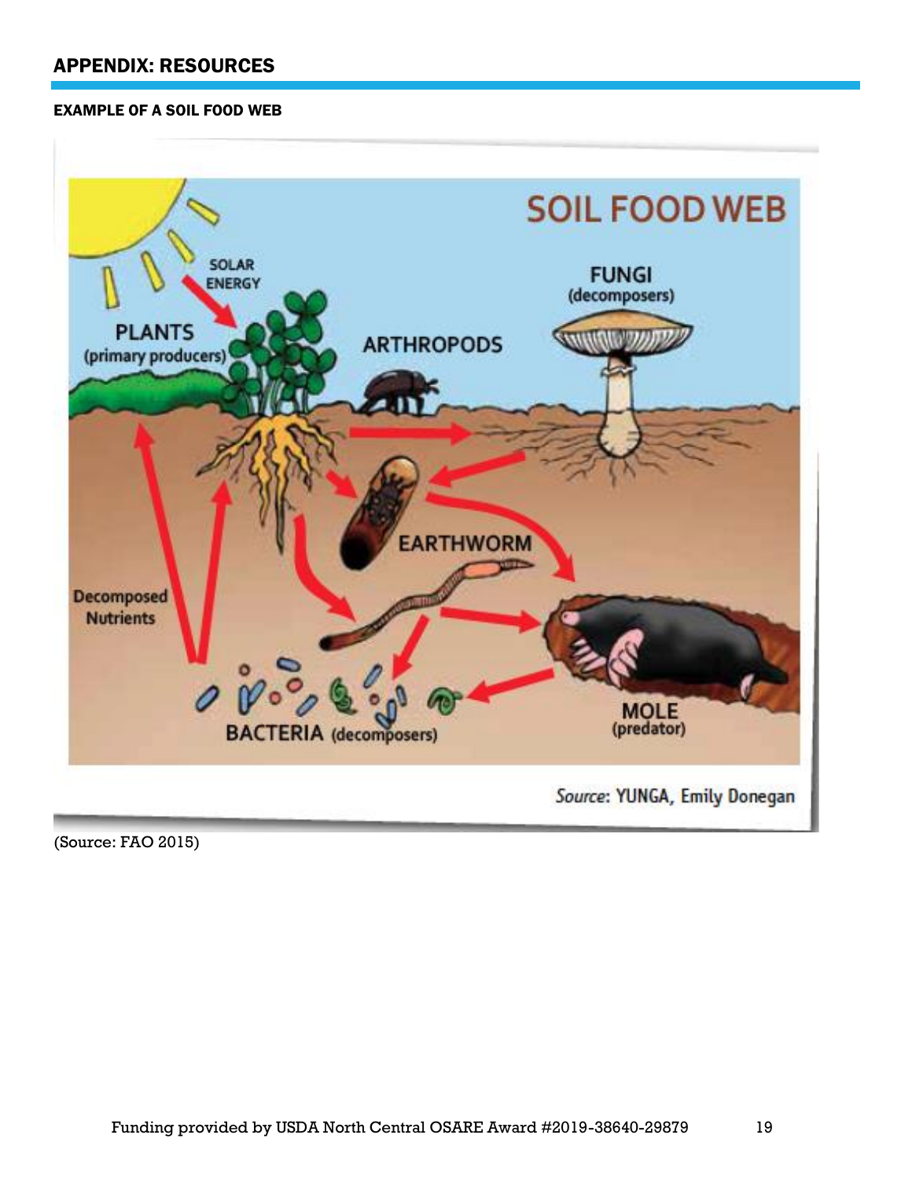## APPENDIX: RESOURCES

### EXAMPLE OF A SOIL FOOD WEB

(Source: FAO 2015)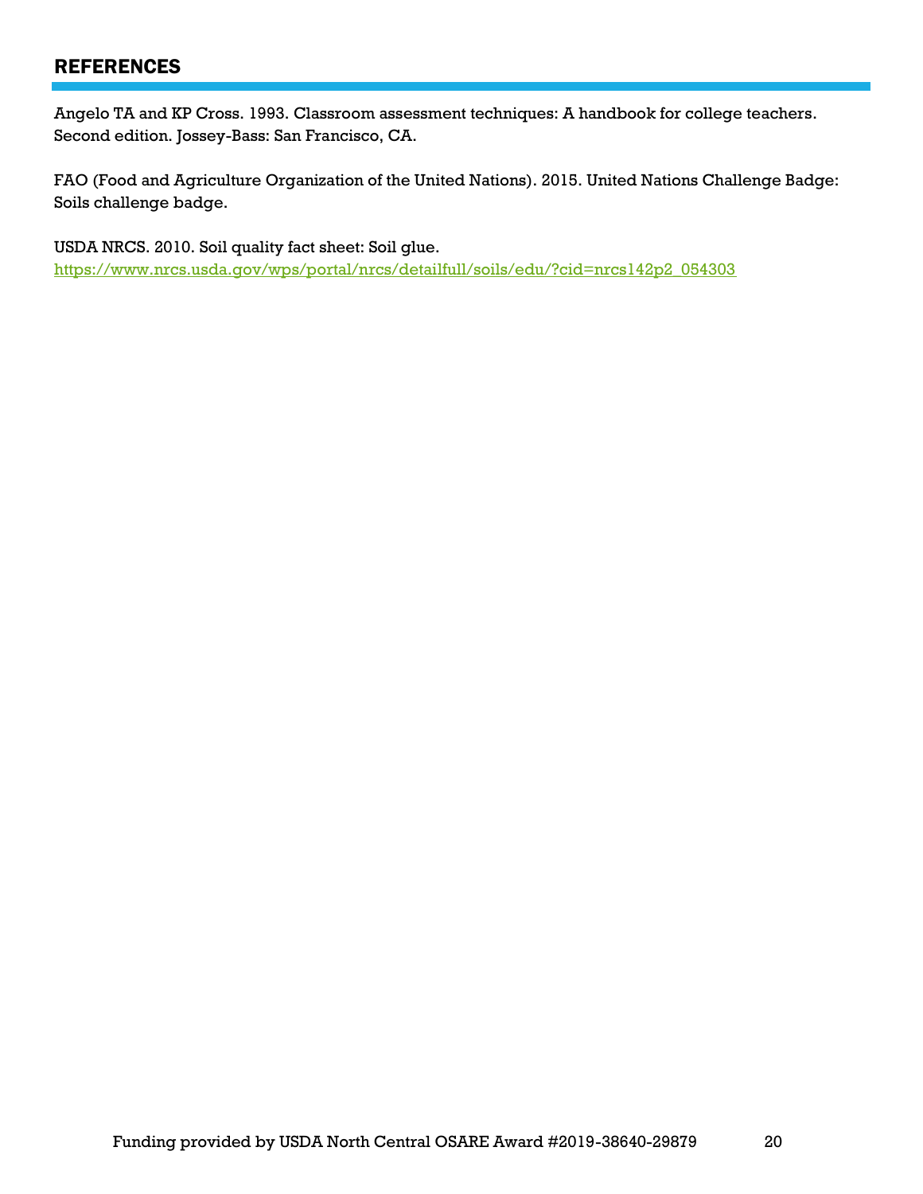## REFERENCES

Angelo TA and KP Cross. 1993. Classroom assessment techniques: A handbook for college teachers. Second edition. Jossey-Bass: San Francisco, CA.

FAO (Food and Agriculture Organization of the United Nations). 2015. United Nations Challenge Badge: Soils challenge badge.

USDA NRCS. 2010. Soil quality fact sheet: Soil glue. https://www.nrcs.usda.gov/wps/portal/nrcs/detailfull/soils/edu/?cid=nrcs142p2_054303

Funding provided by USDA North Central OSARE Award #2019-38640-29879